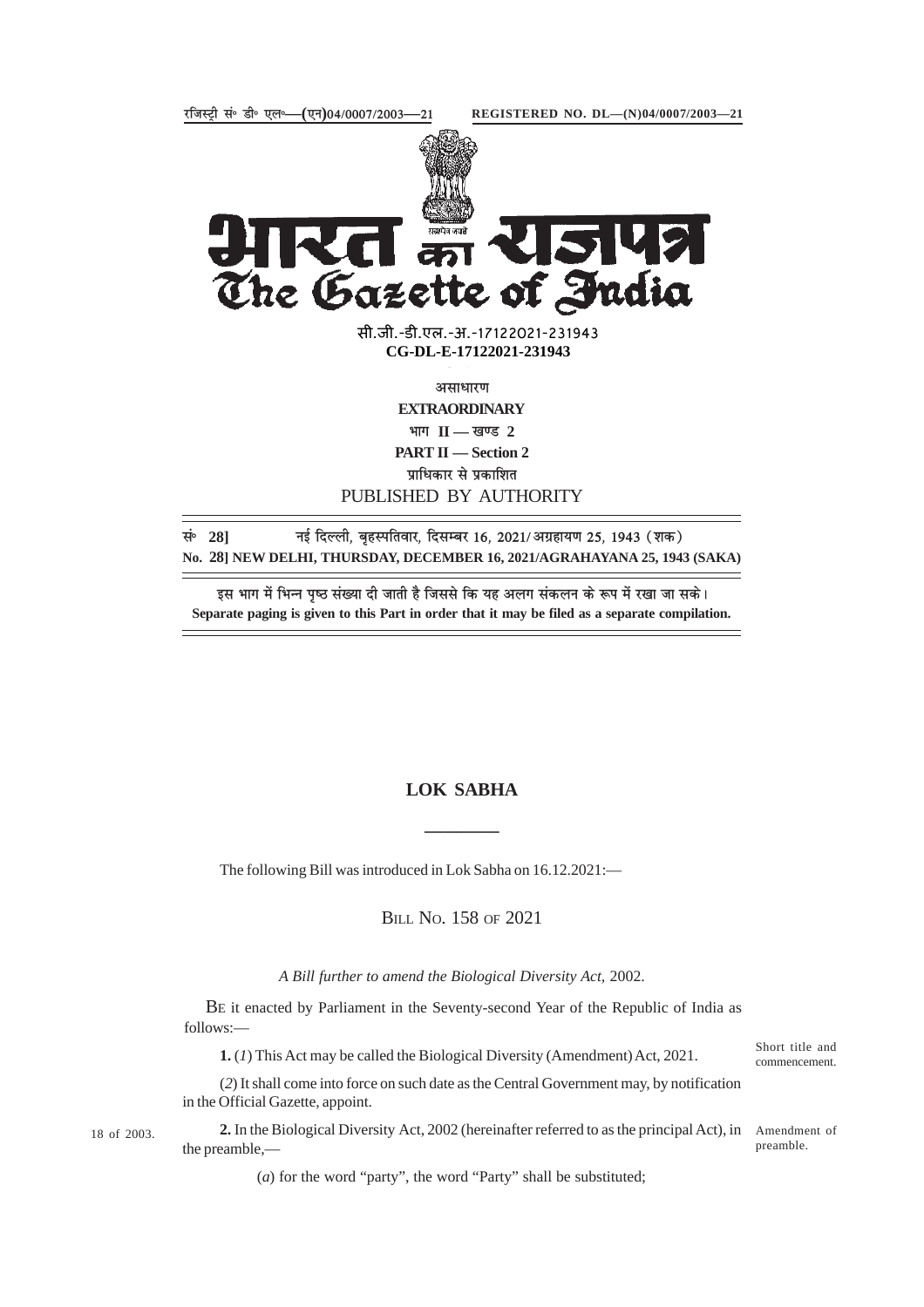रजिस्ट्री सं॰ डी॰ एल॰—(एन)04/0007/2003—21 REGISTERED NO. DL—(N)04/0007/2003—21

# भारत का राजपत्र
# The Gazette of India

सी.जी.-डी.एल.-अ.-17122021-231943
**CG-DL-E-17122021-231943**

असाधारण
**EXTRAORDINARY**
भाग II — खण्ड 2
**PART II — Section 2**
प्राधिकार से प्रकाशित
PUBLISHED BY AUTHORITY

सं॰ 28] नई दिल्ली, बृहस्पतिवार, दिसम्बर 16, 2021/अग्रहायण 25, 1943 (शक)
**No. 28] NEW DELHI, THURSDAY, DECEMBER 16, 2021/AGRAHAYANA 25, 1943 (SAKA)**

इस भाग में भिन्न पृष्ठ संख्या दी जाती है जिससे कि यह अलग संकलन के रूप में रखा जा सके।
**Separate paging is given to this Part in order that it may be filed as a separate compilation.**

## LOK SABHA

The following Bill was introduced in Lok Sabha on 16.12.2021:—

### BILL NO. 158 OF 2021

*A Bill further to amend the Biological Diversity Act, 2002.*

BE it enacted by Parliament in the Seventy-second Year of the Republic of India as follows:—

Short title and commencement.

**1.** (*1*) This Act may be called the Biological Diversity (Amendment) Act, 2021.

(*2*) It shall come into force on such date as the Central Government may, by notification in the Official Gazette, appoint.

18 of 2003.

Amendment of preamble.

**2.** In the Biological Diversity Act, 2002 (hereinafter referred to as the principal Act), in the preamble,—

(*a*) for the word "party", the word "Party" shall be substituted;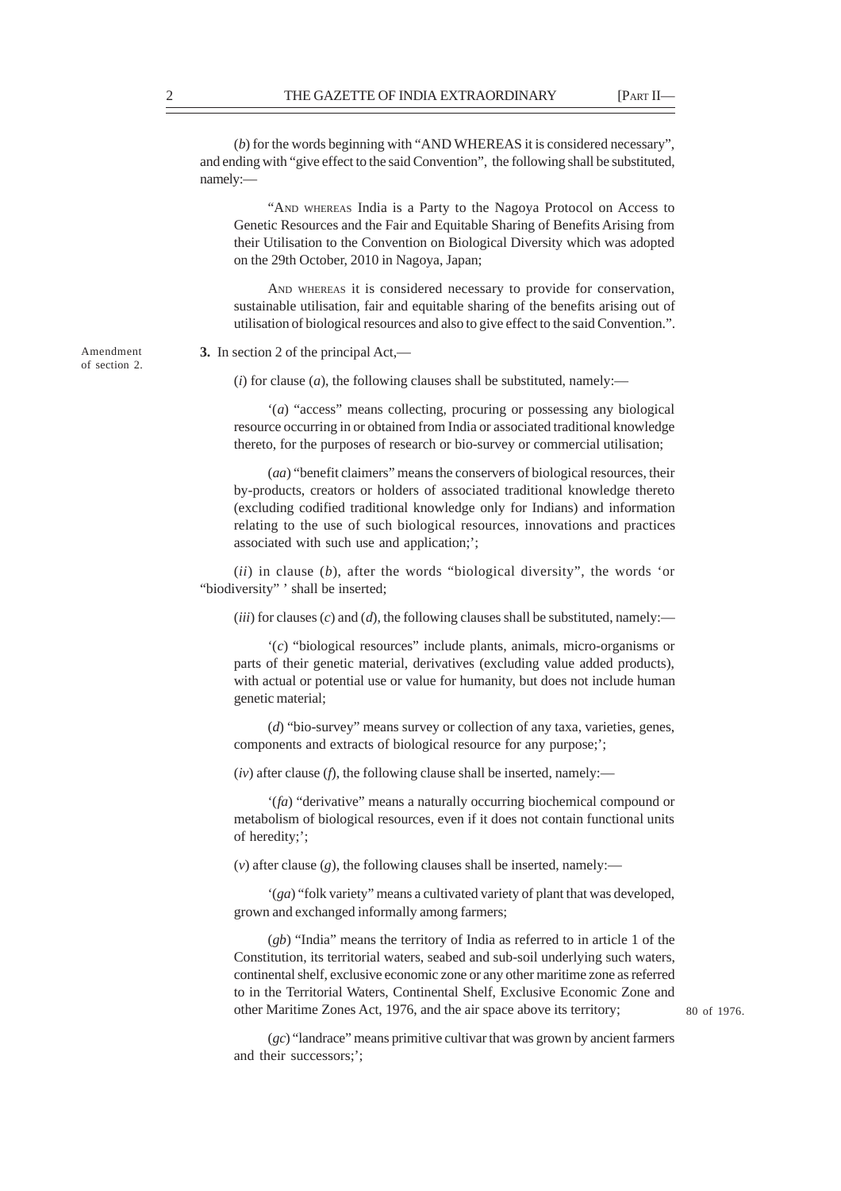(*b*) for the words beginning with "AND WHEREAS it is considered necessary", and ending with "give effect to the said Convention", the following shall be substituted, namely:—

"AND WHEREAS India is a Party to the Nagoya Protocol on Access to Genetic Resources and the Fair and Equitable Sharing of Benefits Arising from their Utilisation to the Convention on Biological Diversity which was adopted on the 29th October, 2010 in Nagoya, Japan;

AND WHEREAS it is considered necessary to provide for conservation, sustainable utilisation, fair and equitable sharing of the benefits arising out of utilisation of biological resources and also to give effect to the said Convention.".

Amendment of section 2.

**3.** In section 2 of the principal Act,—

(*i*) for clause (*a*), the following clauses shall be substituted, namely:—

'(*a*) "access" means collecting, procuring or possessing any biological resource occurring in or obtained from India or associated traditional knowledge thereto, for the purposes of research or bio-survey or commercial utilisation;

(*aa*) "benefit claimers" means the conservers of biological resources, their by-products, creators or holders of associated traditional knowledge thereto (excluding codified traditional knowledge only for Indians) and information relating to the use of such biological resources, innovations and practices associated with such use and application;';

(*ii*) in clause (*b*), after the words "biological diversity", the words 'or "biodiversity" ' shall be inserted;

(*iii*) for clauses (*c*) and (*d*), the following clauses shall be substituted, namely:—

'(*c*) "biological resources" include plants, animals, micro-organisms or parts of their genetic material, derivatives (excluding value added products), with actual or potential use or value for humanity, but does not include human genetic material;

(*d*) "bio-survey" means survey or collection of any taxa, varieties, genes, components and extracts of biological resource for any purpose;';

(*iv*) after clause (*f*), the following clause shall be inserted, namely:—

'(*fa*) "derivative" means a naturally occurring biochemical compound or metabolism of biological resources, even if it does not contain functional units of heredity;';

(*v*) after clause (*g*), the following clauses shall be inserted, namely:—

'(*ga*) "folk variety" means a cultivated variety of plant that was developed, grown and exchanged informally among farmers;

(*gb*) "India" means the territory of India as referred to in article 1 of the Constitution, its territorial waters, seabed and sub-soil underlying such waters, continental shelf, exclusive economic zone or any other maritime zone as referred to in the Territorial Waters, Continental Shelf, Exclusive Economic Zone and other Maritime Zones Act, 1976, and the air space above its territory;

80 of 1976.

(*gc*) "landrace" means primitive cultivar that was grown by ancient farmers and their successors;';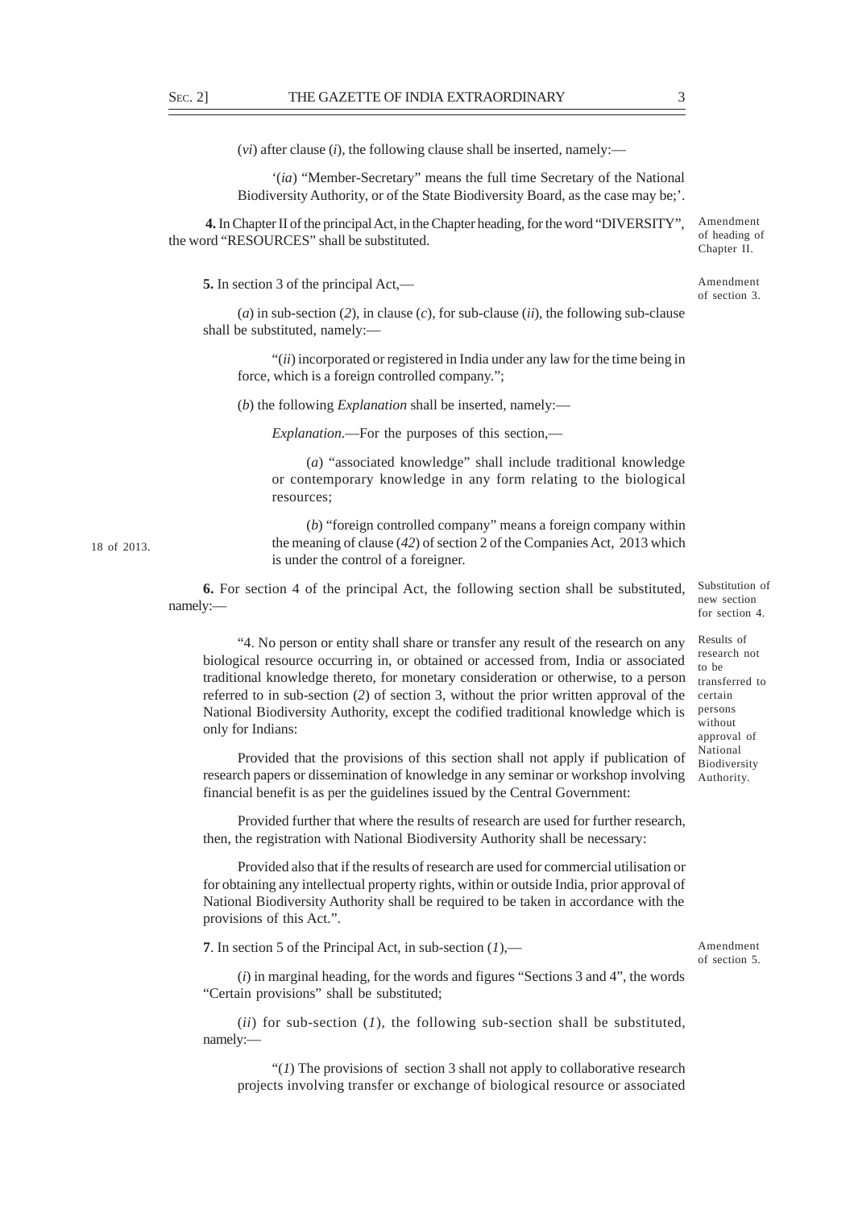(*vi*) after clause (*i*), the following clause shall be inserted, namely:—

'(*ia*) "Member-Secretary" means the full time Secretary of the National Biodiversity Authority, or of the State Biodiversity Board, as the case may be;'.

Amendment of heading of Chapter II.

**4.** In Chapter II of the principal Act, in the Chapter heading, for the word "DIVERSITY", the word "RESOURCES" shall be substituted.

Amendment of section 3.

**5.** In section 3 of the principal Act,—

(*a*) in sub-section (*2*), in clause (*c*), for sub-clause (*ii*), the following sub-clause shall be substituted, namely:—

"(*ii*) incorporated or registered in India under any law for the time being in force, which is a foreign controlled company.";

(*b*) the following *Explanation* shall be inserted, namely:—

*Explanation*.—For the purposes of this section,—

(*a*) "associated knowledge" shall include traditional knowledge or contemporary knowledge in any form relating to the biological resources;

(*b*) "foreign controlled company" means a foreign company within the meaning of clause (*42*) of section 2 of the Companies Act, 2013 which is under the control of a foreigner.

18 of 2013.

Substitution of new section for section 4.

**6.** For section 4 of the principal Act, the following section shall be substituted, namely:—

Results of research not to be transferred to certain persons without approval of National Biodiversity Authority.

"4. No person or entity shall share or transfer any result of the research on any biological resource occurring in, or obtained or accessed from, India or associated traditional knowledge thereto, for monetary consideration or otherwise, to a person referred to in sub-section (*2*) of section 3, without the prior written approval of the National Biodiversity Authority, except the codified traditional knowledge which is only for Indians:

Provided that the provisions of this section shall not apply if publication of research papers or dissemination of knowledge in any seminar or workshop involving financial benefit is as per the guidelines issued by the Central Government:

Provided further that where the results of research are used for further research, then, the registration with National Biodiversity Authority shall be necessary:

Provided also that if the results of research are used for commercial utilisation or for obtaining any intellectual property rights, within or outside India, prior approval of National Biodiversity Authority shall be required to be taken in accordance with the provisions of this Act.".

Amendment of section 5.

**7**. In section 5 of the Principal Act, in sub-section (*1*),—

(*i*) in marginal heading, for the words and figures "Sections 3 and 4", the words "Certain provisions" shall be substituted;

(*ii*) for sub-section (*1*), the following sub-section shall be substituted, namely:—

"(*1*) The provisions of section 3 shall not apply to collaborative research projects involving transfer or exchange of biological resource or associated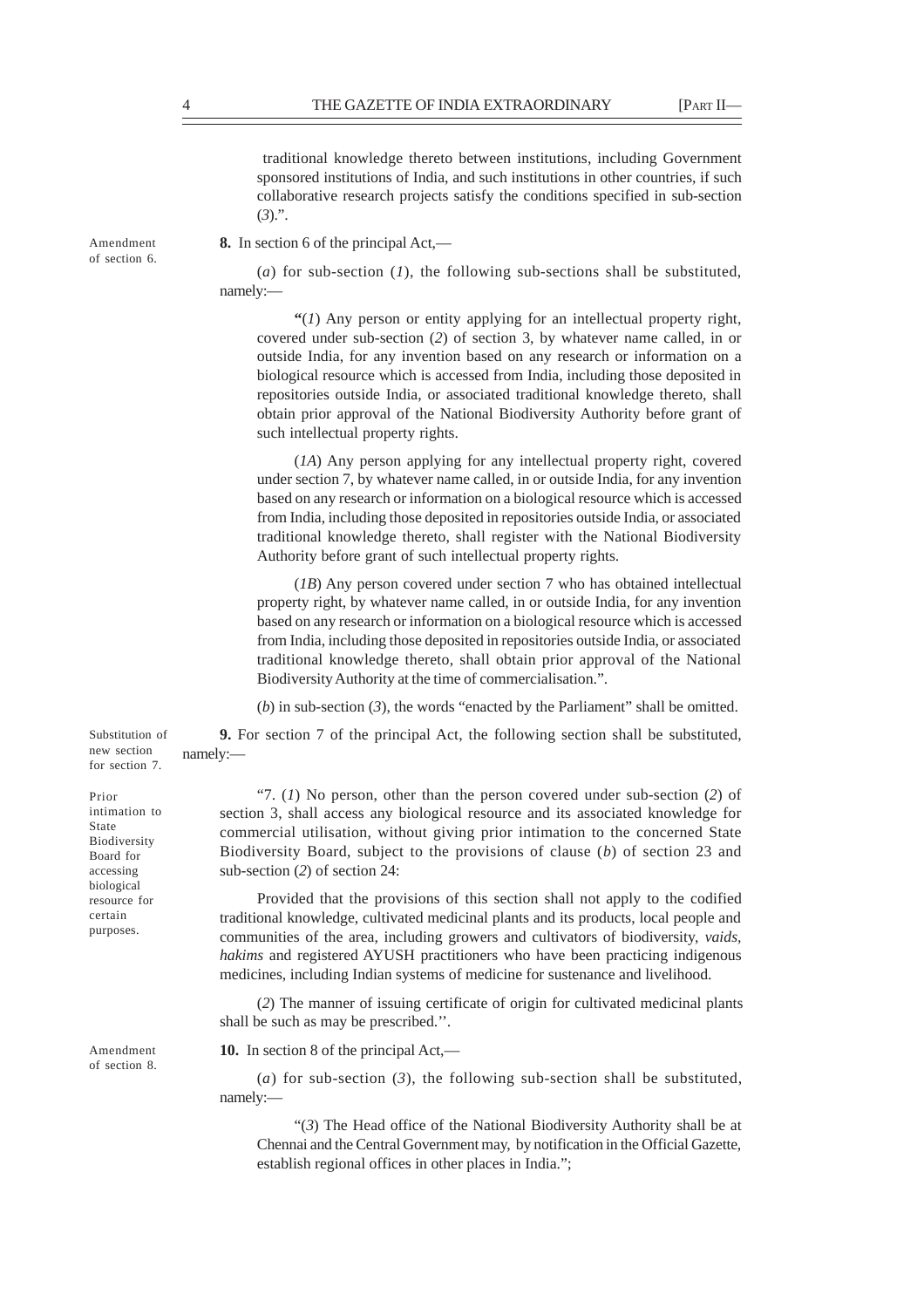traditional knowledge thereto between institutions, including Government sponsored institutions of India, and such institutions in other countries, if such collaborative research projects satisfy the conditions specified in sub-section (*3*).".

Amendment of section 6.

**8.** In section 6 of the principal Act,—

(*a*) for sub-section (*1*), the following sub-sections shall be substituted, namely:—

"(*1*) Any person or entity applying for an intellectual property right, covered under sub-section (*2*) of section 3, by whatever name called, in or outside India, for any invention based on any research or information on a biological resource which is accessed from India, including those deposited in repositories outside India, or associated traditional knowledge thereto, shall obtain prior approval of the National Biodiversity Authority before grant of such intellectual property rights.

(*1A*) Any person applying for any intellectual property right, covered under section 7, by whatever name called, in or outside India, for any invention based on any research or information on a biological resource which is accessed from India, including those deposited in repositories outside India, or associated traditional knowledge thereto, shall register with the National Biodiversity Authority before grant of such intellectual property rights.

(*1B*) Any person covered under section 7 who has obtained intellectual property right, by whatever name called, in or outside India, for any invention based on any research or information on a biological resource which is accessed from India, including those deposited in repositories outside India, or associated traditional knowledge thereto, shall obtain prior approval of the National Biodiversity Authority at the time of commercialisation.".

(*b*) in sub-section (*3*), the words "enacted by the Parliament" shall be omitted.

Substitution of new section for section 7.

**9.** For section 7 of the principal Act, the following section shall be substituted, namely:—

Prior intimation to State Biodiversity Board for accessing biological resource for certain purposes.

"7. (*1*) No person, other than the person covered under sub-section (*2*) of section 3, shall access any biological resource and its associated knowledge for commercial utilisation, without giving prior intimation to the concerned State Biodiversity Board, subject to the provisions of clause (*b*) of section 23 and sub-section (*2*) of section 24:

Provided that the provisions of this section shall not apply to the codified traditional knowledge, cultivated medicinal plants and its products, local people and communities of the area, including growers and cultivators of biodiversity, *vaids*, *hakims* and registered AYUSH practitioners who have been practicing indigenous medicines, including Indian systems of medicine for sustenance and livelihood.

(*2*) The manner of issuing certificate of origin for cultivated medicinal plants shall be such as may be prescribed.''.

Amendment of section 8.

**10.** In section 8 of the principal Act,—

(*a*) for sub-section (*3*), the following sub-section shall be substituted, namely:—

"(*3*) The Head office of the National Biodiversity Authority shall be at Chennai and the Central Government may, by notification in the Official Gazette, establish regional offices in other places in India.";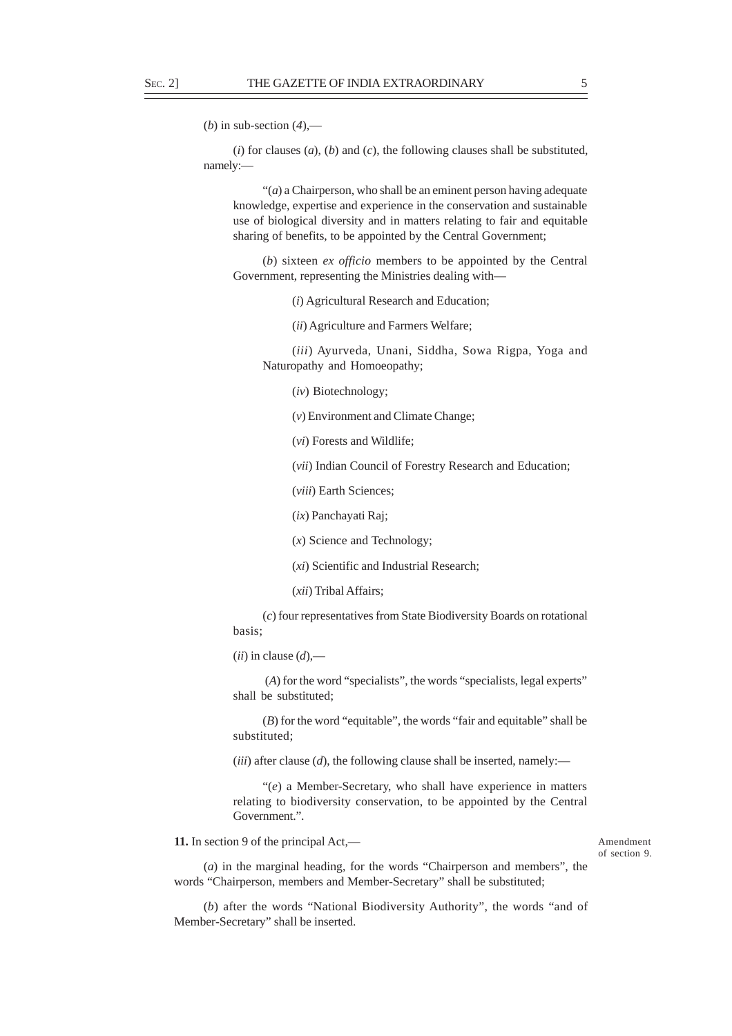(*b*) in sub-section (*4*),—

(*i*) for clauses (*a*), (*b*) and (*c*), the following clauses shall be substituted, namely:—

"(*a*) a Chairperson, who shall be an eminent person having adequate knowledge, expertise and experience in the conservation and sustainable use of biological diversity and in matters relating to fair and equitable sharing of benefits, to be appointed by the Central Government;

(*b*) sixteen *ex officio* members to be appointed by the Central Government, representing the Ministries dealing with—

(*i*) Agricultural Research and Education;

(*ii*) Agriculture and Farmers Welfare;

(*iii*) Ayurveda, Unani, Siddha, Sowa Rigpa, Yoga and Naturopathy and Homoeopathy;

(*iv*) Biotechnology;

(*v*) Environment and Climate Change;

(*vi*) Forests and Wildlife;

(*vii*) Indian Council of Forestry Research and Education;

(*viii*) Earth Sciences;

(*ix*) Panchayati Raj;

(*x*) Science and Technology;

(*xi*) Scientific and Industrial Research;

(*xii*) Tribal Affairs;

(*c*) four representatives from State Biodiversity Boards on rotational basis;

(*ii*) in clause (*d*),—

(*A*) for the word "specialists", the words "specialists, legal experts" shall be substituted;

(*B*) for the word "equitable", the words "fair and equitable" shall be substituted;

(*iii*) after clause (*d*), the following clause shall be inserted, namely:—

"(*e*) a Member-Secretary, who shall have experience in matters relating to biodiversity conservation, to be appointed by the Central Government.".

Amendment of section 9.

**11.** In section 9 of the principal Act,—

(*a*) in the marginal heading, for the words "Chairperson and members", the words "Chairperson, members and Member-Secretary" shall be substituted;

(*b*) after the words "National Biodiversity Authority", the words "and of Member-Secretary" shall be inserted.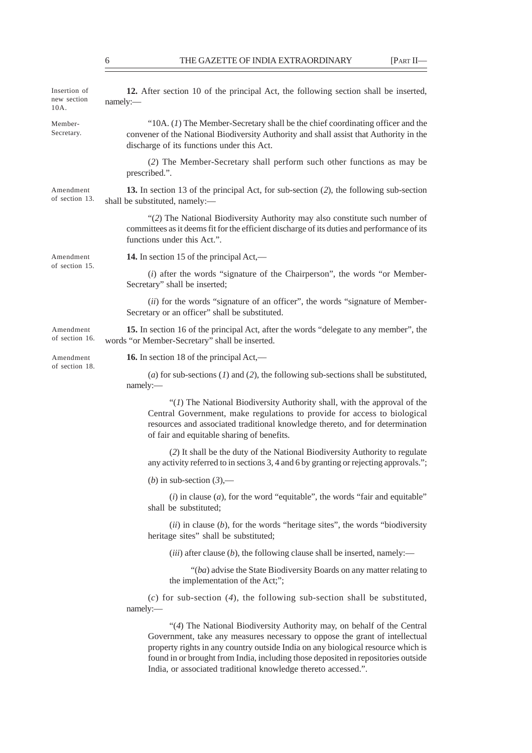Insertion of new section 10A.

**12.** After section 10 of the principal Act, the following section shall be inserted, namely:—

Member-Secretary.

"10A. (*1*) The Member-Secretary shall be the chief coordinating officer and the convener of the National Biodiversity Authority and shall assist that Authority in the discharge of its functions under this Act.

(*2*) The Member-Secretary shall perform such other functions as may be prescribed.".

Amendment of section 13.

**13.** In section 13 of the principal Act, for sub-section (*2*), the following sub-section shall be substituted, namely:—

"(*2*) The National Biodiversity Authority may also constitute such number of committees as it deems fit for the efficient discharge of its duties and performance of its functions under this Act.".

Amendment of section 15.

**14.** In section 15 of the principal Act,—

(*i*) after the words "signature of the Chairperson", the words "or Member-Secretary" shall be inserted;

(*ii*) for the words "signature of an officer", the words "signature of Member-Secretary or an officer" shall be substituted.

Amendment of section 16.

**15.** In section 16 of the principal Act, after the words "delegate to any member", the words "or Member-Secretary" shall be inserted.

Amendment of section 18.

**16.** In section 18 of the principal Act,—

(*a*) for sub-sections (*1*) and (*2*), the following sub-sections shall be substituted, namely:—

"(*1*) The National Biodiversity Authority shall, with the approval of the Central Government, make regulations to provide for access to biological resources and associated traditional knowledge thereto, and for determination of fair and equitable sharing of benefits.

(*2*) It shall be the duty of the National Biodiversity Authority to regulate any activity referred to in sections 3, 4 and 6 by granting or rejecting approvals.";

(*b*) in sub-section (*3*),—

(*i*) in clause (*a*), for the word "equitable", the words "fair and equitable" shall be substituted;

(*ii*) in clause (*b*), for the words "heritage sites", the words "biodiversity heritage sites" shall be substituted;

(*iii*) after clause (*b*), the following clause shall be inserted, namely:—

"(*ba*) advise the State Biodiversity Boards on any matter relating to the implementation of the Act;";

(*c*) for sub-section (*4*), the following sub-section shall be substituted, namely:—

"(*4*) The National Biodiversity Authority may, on behalf of the Central Government, take any measures necessary to oppose the grant of intellectual property rights in any country outside India on any biological resource which is found in or brought from India, including those deposited in repositories outside India, or associated traditional knowledge thereto accessed.".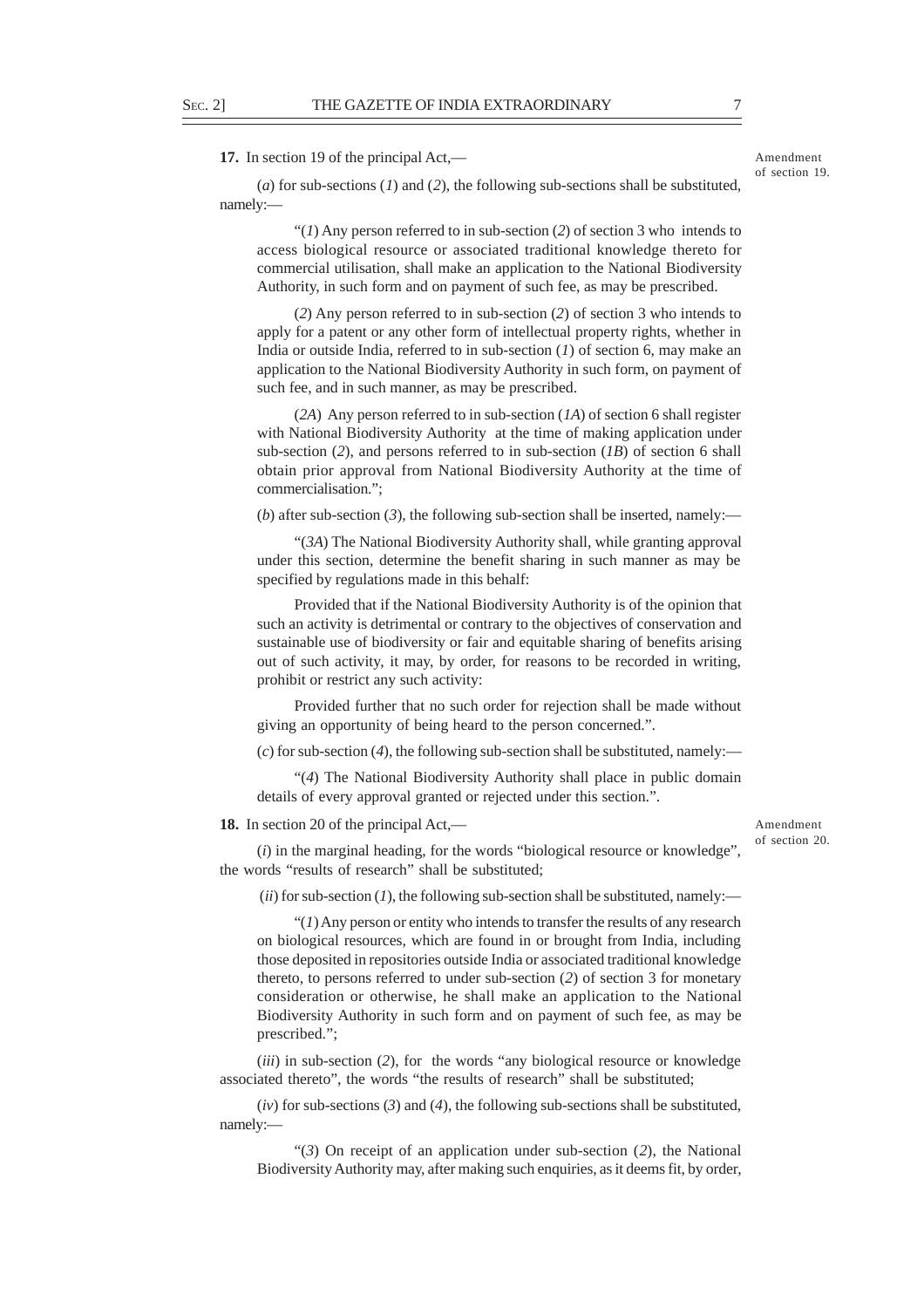**17.** In section 19 of the principal Act,—

Amendment of section 19.

(*a*) for sub-sections (*1*) and (*2*), the following sub-sections shall be substituted, namely:—

"(*1*) Any person referred to in sub-section (*2*) of section 3 who intends to access biological resource or associated traditional knowledge thereto for commercial utilisation, shall make an application to the National Biodiversity Authority, in such form and on payment of such fee, as may be prescribed.

(*2*) Any person referred to in sub-section (*2*) of section 3 who intends to apply for a patent or any other form of intellectual property rights, whether in India or outside India, referred to in sub-section (*1*) of section 6, may make an application to the National Biodiversity Authority in such form, on payment of such fee, and in such manner, as may be prescribed.

(*2A*) Any person referred to in sub-section (*1A*) of section 6 shall register with National Biodiversity Authority at the time of making application under sub-section (*2*), and persons referred to in sub-section (*1B*) of section 6 shall obtain prior approval from National Biodiversity Authority at the time of commercialisation.";

(*b*) after sub-section (*3*), the following sub-section shall be inserted, namely:—

"(*3A*) The National Biodiversity Authority shall, while granting approval under this section, determine the benefit sharing in such manner as may be specified by regulations made in this behalf:

Provided that if the National Biodiversity Authority is of the opinion that such an activity is detrimental or contrary to the objectives of conservation and sustainable use of biodiversity or fair and equitable sharing of benefits arising out of such activity, it may, by order, for reasons to be recorded in writing, prohibit or restrict any such activity:

Provided further that no such order for rejection shall be made without giving an opportunity of being heard to the person concerned.".

(*c*) for sub-section (*4*), the following sub-section shall be substituted, namely:—

"(*4*) The National Biodiversity Authority shall place in public domain details of every approval granted or rejected under this section.".

**18.** In section 20 of the principal Act,—

Amendment of section 20.

(*i*) in the marginal heading, for the words "biological resource or knowledge", the words "results of research" shall be substituted;

(*ii*) for sub-section (*1*), the following sub-section shall be substituted, namely:—

"(*1*) Any person or entity who intends to transfer the results of any research on biological resources, which are found in or brought from India, including those deposited in repositories outside India or associated traditional knowledge thereto, to persons referred to under sub-section (*2*) of section 3 for monetary consideration or otherwise, he shall make an application to the National Biodiversity Authority in such form and on payment of such fee, as may be prescribed.";

(*iii*) in sub-section (*2*), for the words "any biological resource or knowledge associated thereto", the words "the results of research" shall be substituted;

(*iv*) for sub-sections (*3*) and (*4*), the following sub-sections shall be substituted, namely:—

"(*3*) On receipt of an application under sub-section (*2*), the National Biodiversity Authority may, after making such enquiries, as it deems fit, by order,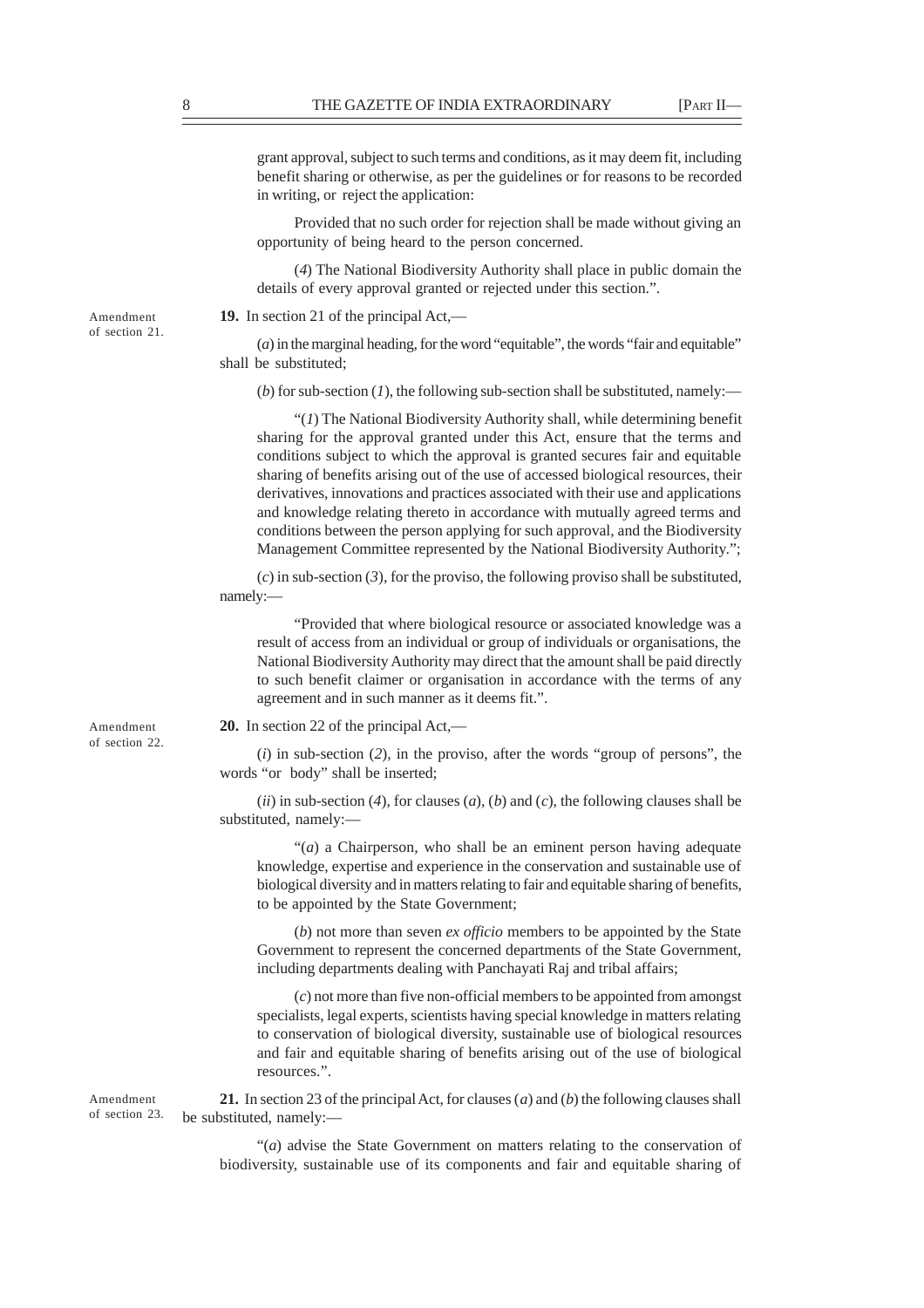grant approval, subject to such terms and conditions, as it may deem fit, including benefit sharing or otherwise, as per the guidelines or for reasons to be recorded in writing, or reject the application:

Provided that no such order for rejection shall be made without giving an opportunity of being heard to the person concerned.

(*4*) The National Biodiversity Authority shall place in public domain the details of every approval granted or rejected under this section.".

Amendment of section 21.

**19.** In section 21 of the principal Act,—

(*a*) in the marginal heading, for the word "equitable", the words "fair and equitable" shall be substituted;

(*b*) for sub-section (*1*), the following sub-section shall be substituted, namely:—

"(*1*) The National Biodiversity Authority shall, while determining benefit sharing for the approval granted under this Act, ensure that the terms and conditions subject to which the approval is granted secures fair and equitable sharing of benefits arising out of the use of accessed biological resources, their derivatives, innovations and practices associated with their use and applications and knowledge relating thereto in accordance with mutually agreed terms and conditions between the person applying for such approval, and the Biodiversity Management Committee represented by the National Biodiversity Authority.";

(*c*) in sub-section (*3*), for the proviso, the following proviso shall be substituted, namely:—

"Provided that where biological resource or associated knowledge was a result of access from an individual or group of individuals or organisations, the National Biodiversity Authority may direct that the amount shall be paid directly to such benefit claimer or organisation in accordance with the terms of any agreement and in such manner as it deems fit.".

Amendment of section 22.

**20.** In section 22 of the principal Act,—

(*i*) in sub-section (*2*), in the proviso, after the words "group of persons", the words "or body" shall be inserted;

(*ii*) in sub-section (*4*), for clauses (*a*), (*b*) and (*c*), the following clauses shall be substituted, namely:—

"(*a*) a Chairperson, who shall be an eminent person having adequate knowledge, expertise and experience in the conservation and sustainable use of biological diversity and in matters relating to fair and equitable sharing of benefits, to be appointed by the State Government;

(*b*) not more than seven *ex officio* members to be appointed by the State Government to represent the concerned departments of the State Government, including departments dealing with Panchayati Raj and tribal affairs;

(*c*) not more than five non-official members to be appointed from amongst specialists, legal experts, scientists having special knowledge in matters relating to conservation of biological diversity, sustainable use of biological resources and fair and equitable sharing of benefits arising out of the use of biological resources.".

Amendment of section 23.

**21.** In section 23 of the principal Act, for clauses (*a*) and (*b*) the following clauses shall be substituted, namely:—

"(*a*) advise the State Government on matters relating to the conservation of biodiversity, sustainable use of its components and fair and equitable sharing of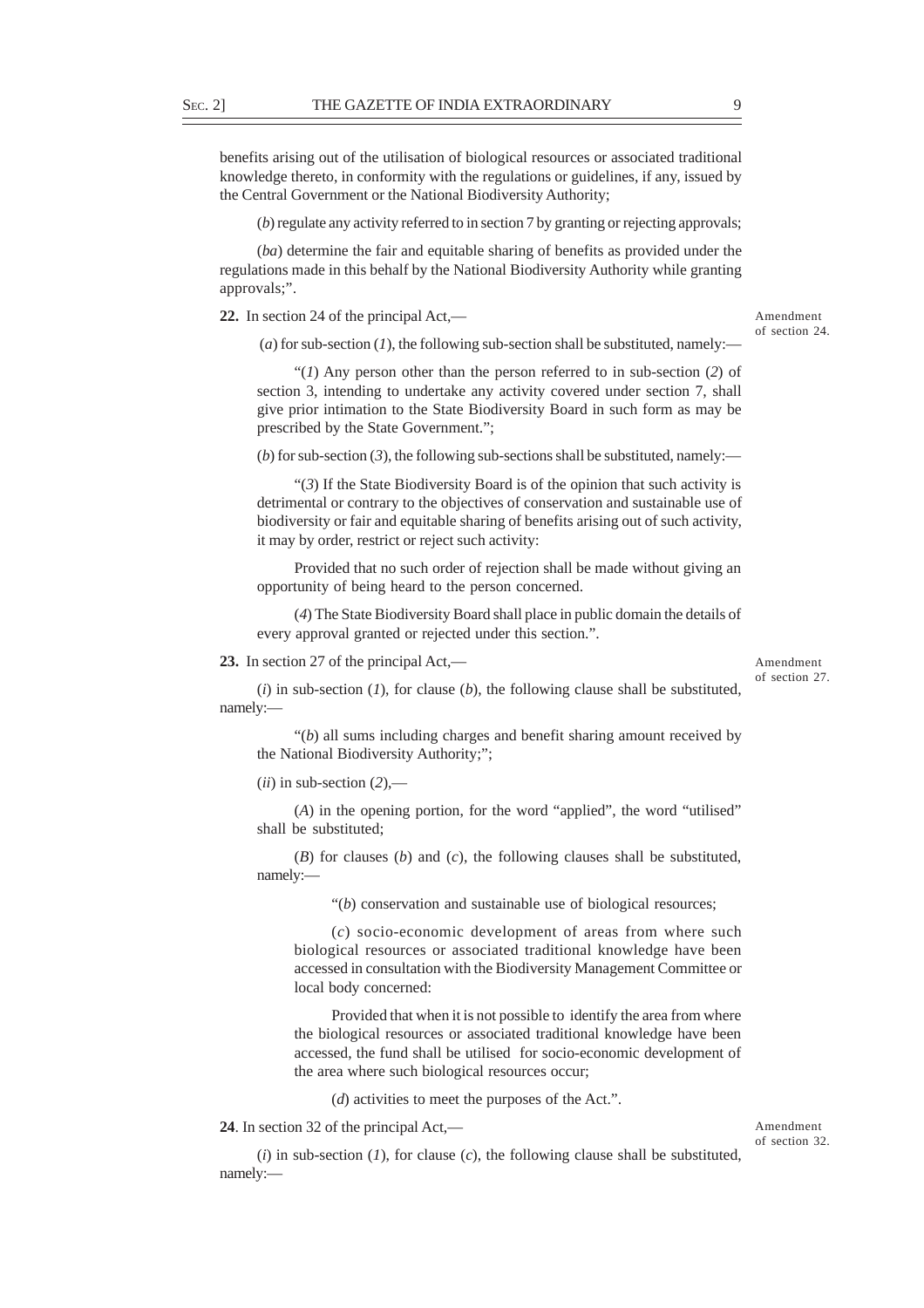benefits arising out of the utilisation of biological resources or associated traditional knowledge thereto, in conformity with the regulations or guidelines, if any, issued by the Central Government or the National Biodiversity Authority;

(*b*) regulate any activity referred to in section 7 by granting or rejecting approvals;

(*ba*) determine the fair and equitable sharing of benefits as provided under the regulations made in this behalf by the National Biodiversity Authority while granting approvals;".

**22.** In section 24 of the principal Act,—

Amendment of section 24.

(*a*) for sub-section (*1*), the following sub-section shall be substituted, namely:—

"(*1*) Any person other than the person referred to in sub-section (*2*) of section 3, intending to undertake any activity covered under section 7, shall give prior intimation to the State Biodiversity Board in such form as may be prescribed by the State Government.";

(*b*) for sub-section (*3*), the following sub-sections shall be substituted, namely:—

"(*3*) If the State Biodiversity Board is of the opinion that such activity is detrimental or contrary to the objectives of conservation and sustainable use of biodiversity or fair and equitable sharing of benefits arising out of such activity, it may by order, restrict or reject such activity:

Provided that no such order of rejection shall be made without giving an opportunity of being heard to the person concerned.

(*4*) The State Biodiversity Board shall place in public domain the details of every approval granted or rejected under this section.".

**23.** In section 27 of the principal Act,—

Amendment of section 27.

(*i*) in sub-section (*1*), for clause (*b*), the following clause shall be substituted, namely:—

"(*b*) all sums including charges and benefit sharing amount received by the National Biodiversity Authority;";

(*ii*) in sub-section (*2*),—

(*A*) in the opening portion, for the word "applied", the word "utilised" shall be substituted;

(*B*) for clauses (*b*) and (*c*), the following clauses shall be substituted, namely:—

"(*b*) conservation and sustainable use of biological resources;

(*c*) socio-economic development of areas from where such biological resources or associated traditional knowledge have been accessed in consultation with the Biodiversity Management Committee or local body concerned:

Provided that when it is not possible to identify the area from where the biological resources or associated traditional knowledge have been accessed, the fund shall be utilised for socio-economic development of the area where such biological resources occur;

(*d*) activities to meet the purposes of the Act.".

**24**. In section 32 of the principal Act,—

Amendment of section 32.

(*i*) in sub-section (*1*), for clause (*c*), the following clause shall be substituted, namely:—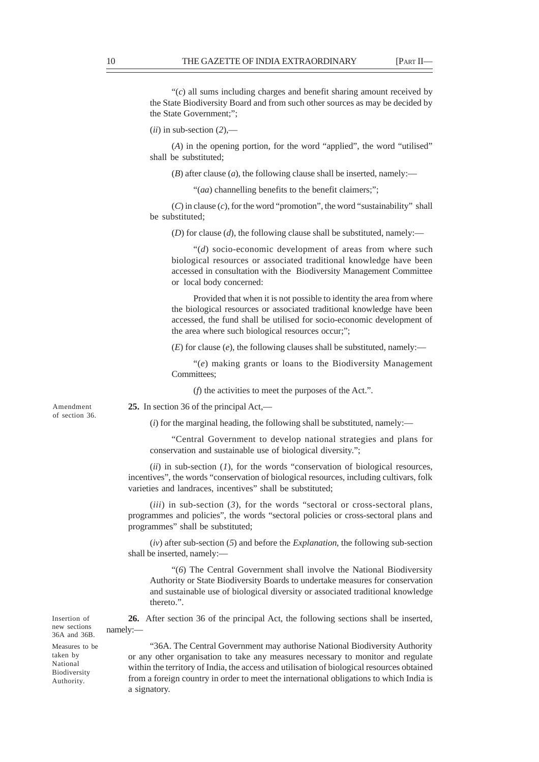"(*c*) all sums including charges and benefit sharing amount received by the State Biodiversity Board and from such other sources as may be decided by the State Government;";

(*ii*) in sub-section (*2*),—

(*A*) in the opening portion, for the word "applied", the word "utilised" shall be substituted;

(*B*) after clause (*a*), the following clause shall be inserted, namely:—

"(*aa*) channelling benefits to the benefit claimers;";

(*C*) in clause (*c*), for the word "promotion", the word "sustainability" shall be substituted;

(*D*) for clause (*d*), the following clause shall be substituted, namely:—

"(*d*) socio-economic development of areas from where such biological resources or associated traditional knowledge have been accessed in consultation with the Biodiversity Management Committee or local body concerned:

Provided that when it is not possible to identity the area from where the biological resources or associated traditional knowledge have been accessed, the fund shall be utilised for socio-economic development of the area where such biological resources occur;";

(*E*) for clause (*e*), the following clauses shall be substituted, namely:—

"(*e*) making grants or loans to the Biodiversity Management Committees;

(*f*) the activities to meet the purposes of the Act.".

Amendment of section 36.

**25.** In section 36 of the principal Act,—

(*i*) for the marginal heading, the following shall be substituted, namely:—

"Central Government to develop national strategies and plans for conservation and sustainable use of biological diversity.";

(*ii*) in sub-section (*1*), for the words "conservation of biological resources, incentives", the words "conservation of biological resources, including cultivars, folk varieties and landraces, incentives" shall be substituted;

(*iii*) in sub-section (*3*), for the words "sectoral or cross-sectoral plans, programmes and policies", the words "sectoral policies or cross-sectoral plans and programmes" shall be substituted;

(*iv*) after sub-section (*5*) and before the *Explanation*, the following sub-section shall be inserted, namely:—

"(*6*) The Central Government shall involve the National Biodiversity Authority or State Biodiversity Boards to undertake measures for conservation and sustainable use of biological diversity or associated traditional knowledge thereto.".

Insertion of new sections 36A and 36B.

**26.** After section 36 of the principal Act, the following sections shall be inserted, namely:—

Measures to be taken by National Biodiversity Authority.

"36A. The Central Government may authorise National Biodiversity Authority or any other organisation to take any measures necessary to monitor and regulate within the territory of India, the access and utilisation of biological resources obtained from a foreign country in order to meet the international obligations to which India is a signatory.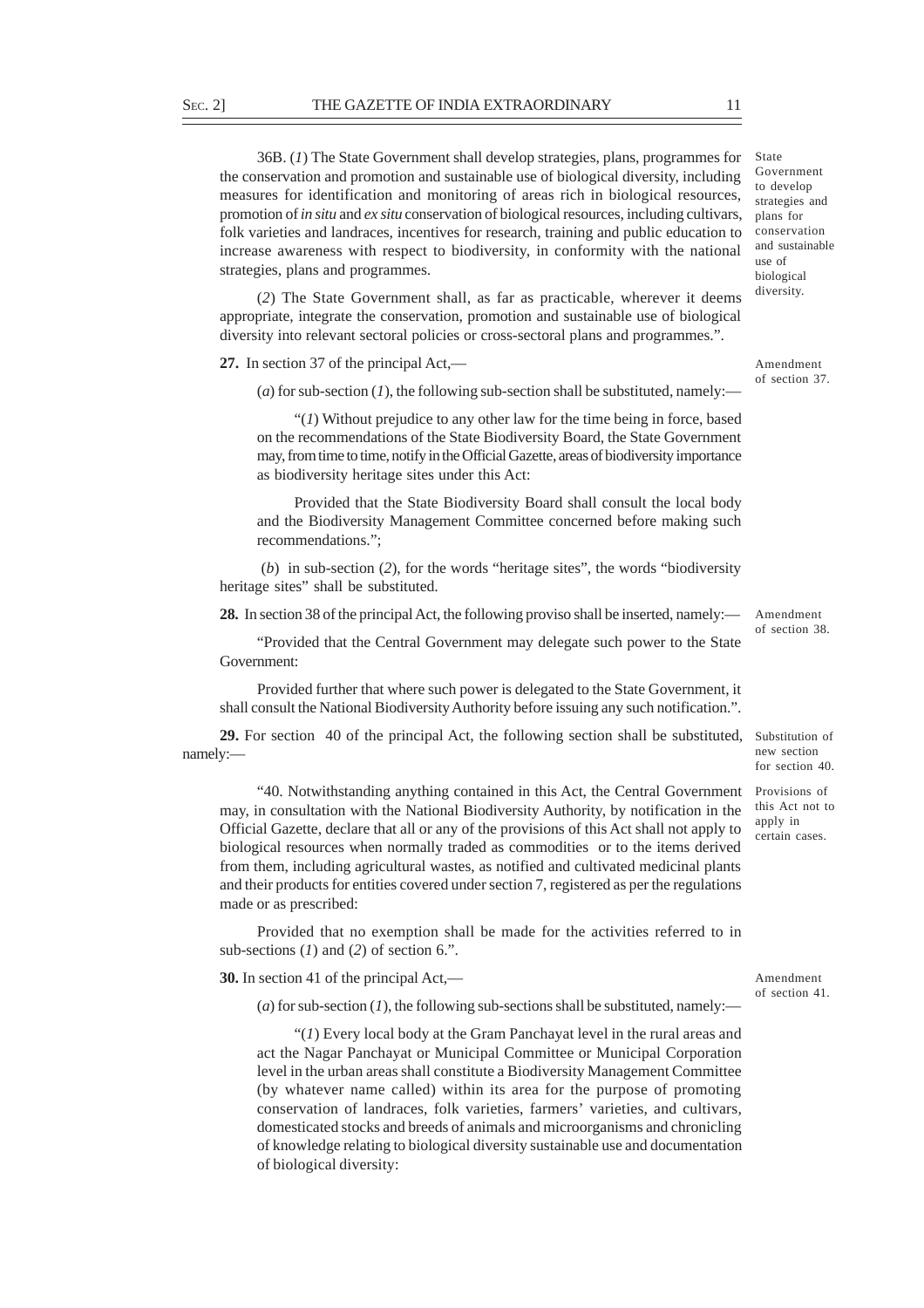36B. (*1*) The State Government shall develop strategies, plans, programmes for the conservation and promotion and sustainable use of biological diversity, including measures for identification and monitoring of areas rich in biological resources, promotion of *in situ* and *ex situ* conservation of biological resources, including cultivars, folk varieties and landraces, incentives for research, training and public education to increase awareness with respect to biodiversity, in conformity with the national strategies, plans and programmes.

State Government to develop strategies and plans for conservation and sustainable use of biological diversity.

(*2*) The State Government shall, as far as practicable, wherever it deems appropriate, integrate the conservation, promotion and sustainable use of biological diversity into relevant sectoral policies or cross-sectoral plans and programmes.".

**27.** In section 37 of the principal Act,—

Amendment of section 37.

(*a*) for sub-section (*1*), the following sub-section shall be substituted, namely:—

"(*1*) Without prejudice to any other law for the time being in force, based on the recommendations of the State Biodiversity Board, the State Government may, from time to time, notify in the Official Gazette, areas of biodiversity importance as biodiversity heritage sites under this Act:

Provided that the State Biodiversity Board shall consult the local body and the Biodiversity Management Committee concerned before making such recommendations.";

(*b*) in sub-section (*2*), for the words "heritage sites", the words "biodiversity heritage sites" shall be substituted.

**28.** In section 38 of the principal Act, the following proviso shall be inserted, namely:—

Amendment of section 38.

"Provided that the Central Government may delegate such power to the State Government:

Provided further that where such power is delegated to the State Government, it shall consult the National Biodiversity Authority before issuing any such notification.".

**29.** For section 40 of the principal Act, the following section shall be substituted, namely:—

Substitution of new section for section 40.

Provisions of this Act not to apply in certain cases.

"40. Notwithstanding anything contained in this Act, the Central Government may, in consultation with the National Biodiversity Authority, by notification in the Official Gazette, declare that all or any of the provisions of this Act shall not apply to biological resources when normally traded as commodities or to the items derived from them, including agricultural wastes, as notified and cultivated medicinal plants and their products for entities covered under section 7, registered as per the regulations made or as prescribed:

Provided that no exemption shall be made for the activities referred to in sub-sections (*1*) and (*2*) of section 6.".

**30.** In section 41 of the principal Act,—

Amendment of section 41.

(*a*) for sub-section (*1*), the following sub-sections shall be substituted, namely:—

"(*1*) Every local body at the Gram Panchayat level in the rural areas and act the Nagar Panchayat or Municipal Committee or Municipal Corporation level in the urban areas shall constitute a Biodiversity Management Committee (by whatever name called) within its area for the purpose of promoting conservation of landraces, folk varieties, farmers' varieties, and cultivars, domesticated stocks and breeds of animals and microorganisms and chronicling of knowledge relating to biological diversity sustainable use and documentation of biological diversity: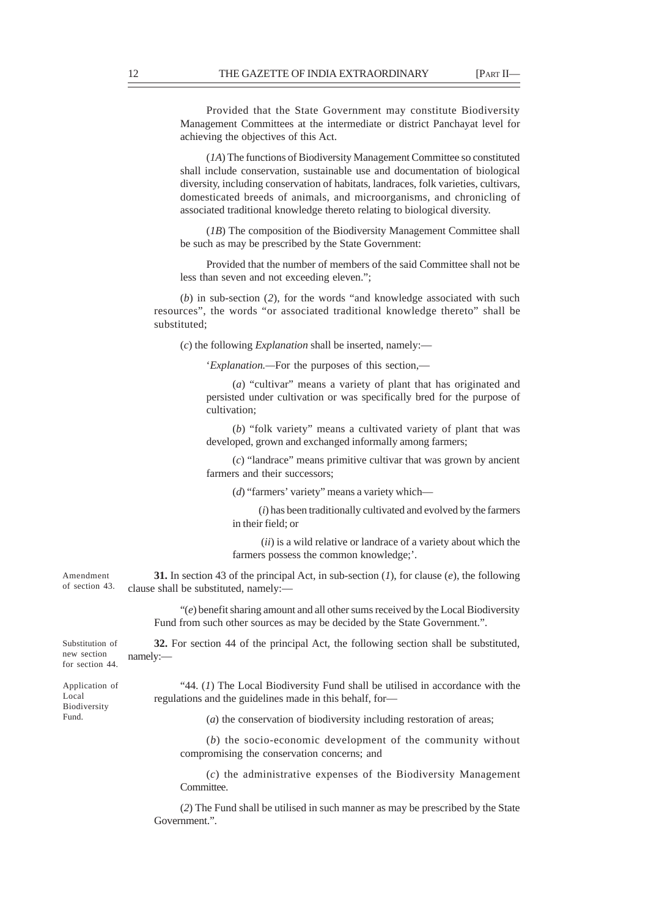Provided that the State Government may constitute Biodiversity Management Committees at the intermediate or district Panchayat level for achieving the objectives of this Act.

(*1A*) The functions of Biodiversity Management Committee so constituted shall include conservation, sustainable use and documentation of biological diversity, including conservation of habitats, landraces, folk varieties, cultivars, domesticated breeds of animals, and microorganisms, and chronicling of associated traditional knowledge thereto relating to biological diversity.

(*1B*) The composition of the Biodiversity Management Committee shall be such as may be prescribed by the State Government:

Provided that the number of members of the said Committee shall not be less than seven and not exceeding eleven.";

(*b*) in sub-section (*2*), for the words "and knowledge associated with such resources", the words "or associated traditional knowledge thereto" shall be substituted;

(*c*) the following *Explanation* shall be inserted, namely:—

'*Explanation.*—For the purposes of this section,—

(*a*) "cultivar" means a variety of plant that has originated and persisted under cultivation or was specifically bred for the purpose of cultivation;

(*b*) "folk variety" means a cultivated variety of plant that was developed, grown and exchanged informally among farmers;

(*c*) "landrace" means primitive cultivar that was grown by ancient farmers and their successors;

(*d*) "farmers' variety" means a variety which—

(*i*) has been traditionally cultivated and evolved by the farmers in their field; or

(*ii*) is a wild relative or landrace of a variety about which the farmers possess the common knowledge;'.

Amendment of section 43.

**31.** In section 43 of the principal Act, in sub-section (*1*), for clause (*e*), the following clause shall be substituted, namely:—

"(*e*) benefit sharing amount and all other sums received by the Local Biodiversity Fund from such other sources as may be decided by the State Government.".

Substitution of new section for section 44.

**32.** For section 44 of the principal Act, the following section shall be substituted, namely:—

Application of Local Biodiversity Fund.

"44. (*1*) The Local Biodiversity Fund shall be utilised in accordance with the regulations and the guidelines made in this behalf, for—

(*a*) the conservation of biodiversity including restoration of areas;

(*b*) the socio-economic development of the community without compromising the conservation concerns; and

(*c*) the administrative expenses of the Biodiversity Management Committee.

(*2*) The Fund shall be utilised in such manner as may be prescribed by the State Government.".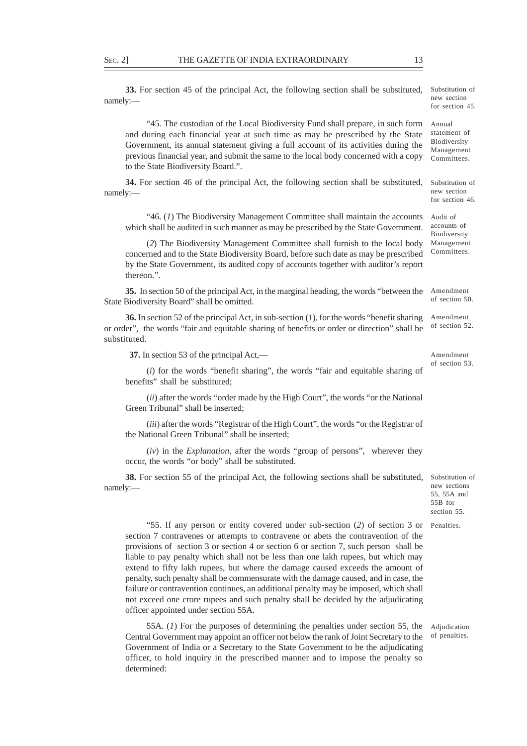**33.** For section 45 of the principal Act, the following section shall be substituted, namely:—

*Substitution of new section for section 45.*

"45. The custodian of the Local Biodiversity Fund shall prepare, in such form and during each financial year at such time as may be prescribed by the State Government, its annual statement giving a full account of its activities during the previous financial year, and submit the same to the local body concerned with a copy to the State Biodiversity Board.".

*Annual statement of Biodiversity Management Committees.*

**34.** For section 46 of the principal Act, the following section shall be substituted, namely:—

*Substitution of new section for section 46.*

"46. (*1*) The Biodiversity Management Committee shall maintain the accounts which shall be audited in such manner as may be prescribed by the State Government.

*Audit of accounts of Biodiversity Management Committees.*

(*2*) The Biodiversity Management Committee shall furnish to the local body concerned and to the State Biodiversity Board, before such date as may be prescribed by the State Government, its audited copy of accounts together with auditor's report thereon.".

**35.** In section 50 of the principal Act, in the marginal heading, the words "between the State Biodiversity Board" shall be omitted.

*Amendment of section 50.*

**36.** In section 52 of the principal Act, in sub-section (*1*), for the words "benefit sharing or order", the words "fair and equitable sharing of benefits or order or direction" shall be substituted.

*Amendment of section 52.*

**37.** In section 53 of the principal Act,—

*Amendment of section 53.*

(*i*) for the words "benefit sharing", the words "fair and equitable sharing of benefits" shall be substituted;

(*ii*) after the words "order made by the High Court", the words "or the National Green Tribunal" shall be inserted;

(*iii*) after the words "Registrar of the High Court", the words "or the Registrar of the National Green Tribunal" shall be inserted;

(*iv*) in the *Explanation*, after the words "group of persons", wherever they occur, the words "or body" shall be substituted.

**38.** For section 55 of the principal Act, the following sections shall be substituted, namely:—

*Substitution of new sections 55, 55A and 55B for section 55.*

"55. If any person or entity covered under sub-section (*2*) of section 3 or section 7 contravenes or attempts to contravene or abets the contravention of the provisions of section 3 or section 4 or section 6 or section 7, such person shall be liable to pay penalty which shall not be less than one lakh rupees, but which may extend to fifty lakh rupees, but where the damage caused exceeds the amount of penalty, such penalty shall be commensurate with the damage caused, and in case, the failure or contravention continues, an additional penalty may be imposed, which shall not exceed one crore rupees and such penalty shall be decided by the adjudicating officer appointed under section 55A.

*Penalties.*

55A. (*1*) For the purposes of determining the penalties under section 55, the Central Government may appoint an officer not below the rank of Joint Secretary to the Government of India or a Secretary to the State Government to be the adjudicating officer, to hold inquiry in the prescribed manner and to impose the penalty so determined:

*Adjudication of penalties.*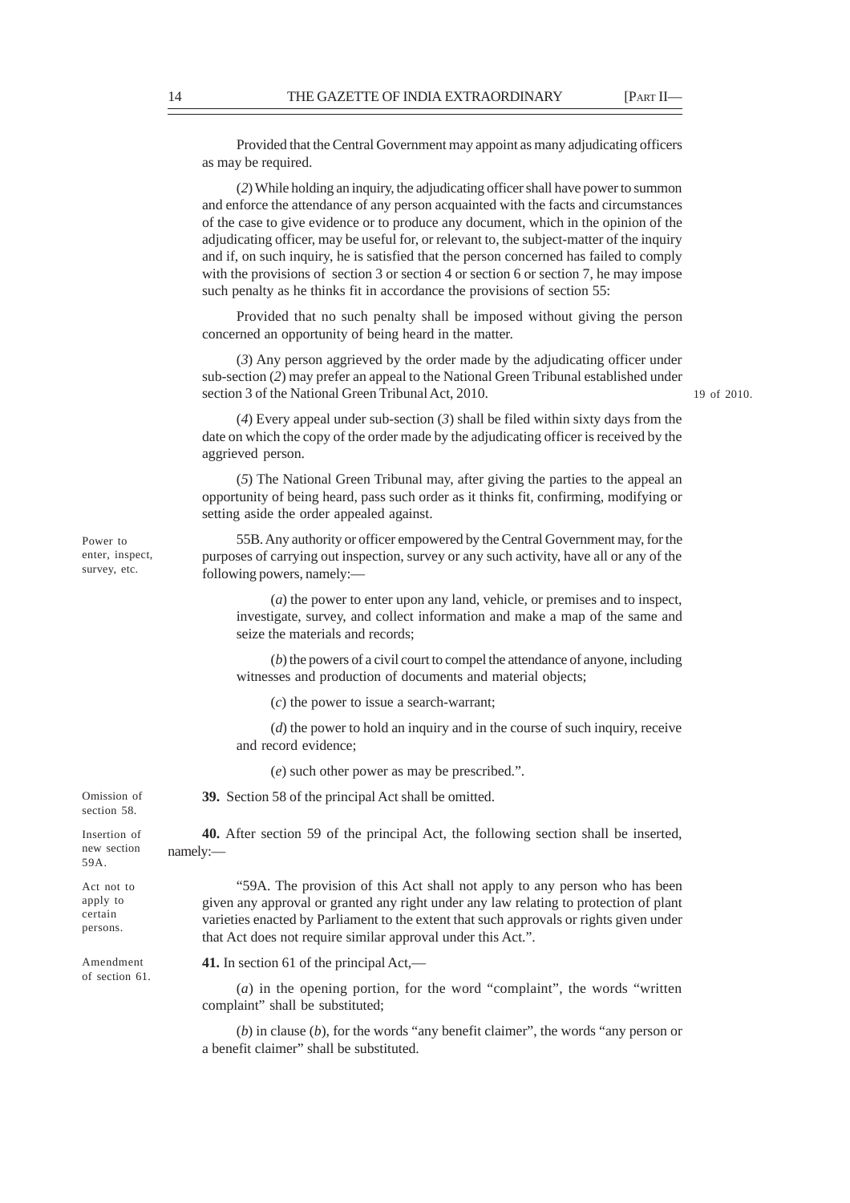Provided that the Central Government may appoint as many adjudicating officers as may be required.

(*2*) While holding an inquiry, the adjudicating officer shall have power to summon and enforce the attendance of any person acquainted with the facts and circumstances of the case to give evidence or to produce any document, which in the opinion of the adjudicating officer, may be useful for, or relevant to, the subject-matter of the inquiry and if, on such inquiry, he is satisfied that the person concerned has failed to comply with the provisions of section 3 or section 4 or section 6 or section 7, he may impose such penalty as he thinks fit in accordance the provisions of section 55:

Provided that no such penalty shall be imposed without giving the person concerned an opportunity of being heard in the matter.

(*3*) Any person aggrieved by the order made by the adjudicating officer under sub-section (*2*) may prefer an appeal to the National Green Tribunal established under section 3 of the National Green Tribunal Act, 2010. 19 of 2010.

(*4*) Every appeal under sub-section (*3*) shall be filed within sixty days from the date on which the copy of the order made by the adjudicating officer is received by the aggrieved person.

(*5*) The National Green Tribunal may, after giving the parties to the appeal an opportunity of being heard, pass such order as it thinks fit, confirming, modifying or setting aside the order appealed against.

Power to enter, inspect, survey, etc.

55B. Any authority or officer empowered by the Central Government may, for the purposes of carrying out inspection, survey or any such activity, have all or any of the following powers, namely:—

(*a*) the power to enter upon any land, vehicle, or premises and to inspect, investigate, survey, and collect information and make a map of the same and seize the materials and records;

(*b*) the powers of a civil court to compel the attendance of anyone, including witnesses and production of documents and material objects;

(*c*) the power to issue a search-warrant;

(*d*) the power to hold an inquiry and in the course of such inquiry, receive and record evidence;

(*e*) such other power as may be prescribed.".

Omission of section 58.

**39.** Section 58 of the principal Act shall be omitted.

Insertion of new section 59A.

**40.** After section 59 of the principal Act, the following section shall be inserted, namely:—

Act not to apply to certain persons.

"59A. The provision of this Act shall not apply to any person who has been given any approval or granted any right under any law relating to protection of plant varieties enacted by Parliament to the extent that such approvals or rights given under that Act does not require similar approval under this Act.".

Amendment of section 61.

**41.** In section 61 of the principal Act,—

(*a*) in the opening portion, for the word "complaint", the words "written complaint" shall be substituted;

(*b*) in clause (*b*), for the words "any benefit claimer", the words "any person or a benefit claimer" shall be substituted.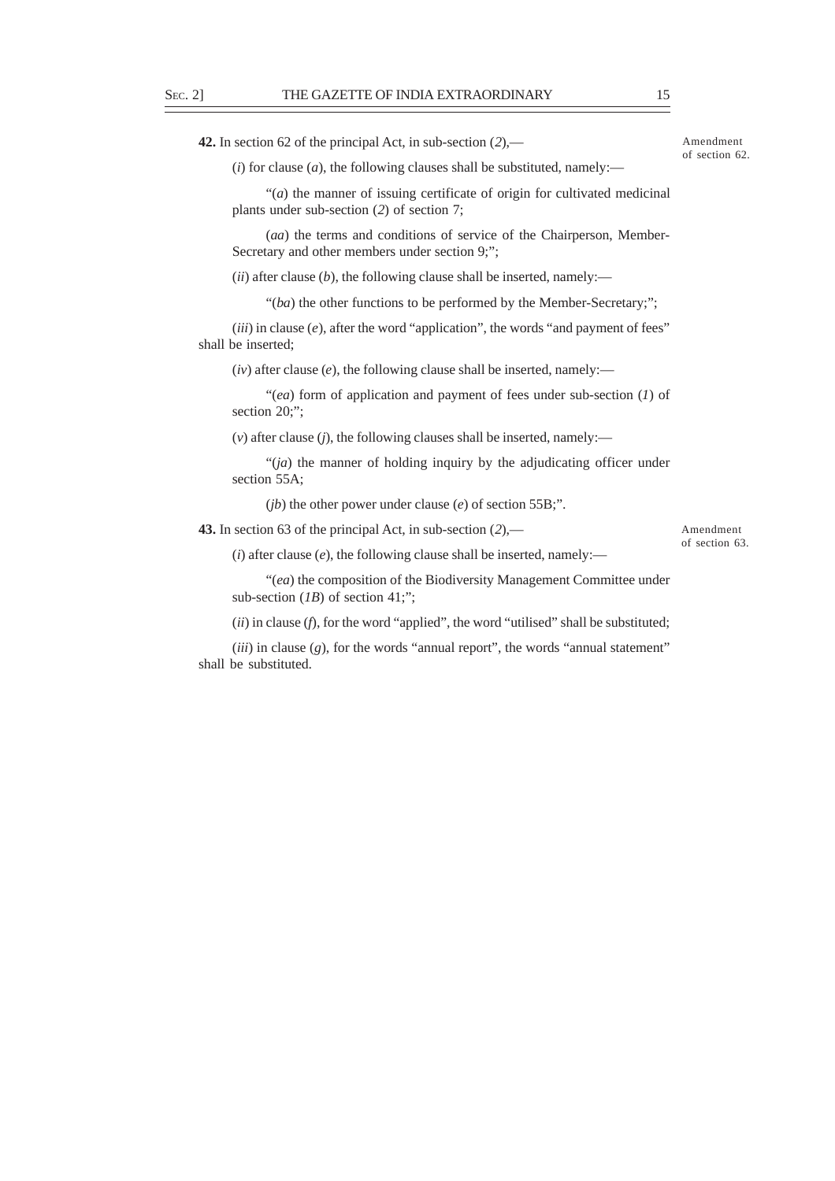**42.** In section 62 of the principal Act, in sub-section (*2*),—

Amendment of section 62.

(*i*) for clause (*a*), the following clauses shall be substituted, namely:—

"(*a*) the manner of issuing certificate of origin for cultivated medicinal plants under sub-section (*2*) of section 7;

(*aa*) the terms and conditions of service of the Chairperson, Member-Secretary and other members under section 9;";

(*ii*) after clause (*b*), the following clause shall be inserted, namely:—

"(*ba*) the other functions to be performed by the Member-Secretary;";

(*iii*) in clause (*e*), after the word "application", the words "and payment of fees" shall be inserted;

(*iv*) after clause (*e*), the following clause shall be inserted, namely:—

"(*ea*) form of application and payment of fees under sub-section (*1*) of section 20;";

(*v*) after clause (*j*), the following clauses shall be inserted, namely:—

"(*ja*) the manner of holding inquiry by the adjudicating officer under section 55A;

(*jb*) the other power under clause (*e*) of section 55B;".

**43.** In section 63 of the principal Act, in sub-section (*2*),—

Amendment of section 63.

(*i*) after clause (*e*), the following clause shall be inserted, namely:—

"(*ea*) the composition of the Biodiversity Management Committee under sub-section (*1B*) of section 41;";

(*ii*) in clause (*f*), for the word "applied", the word "utilised" shall be substituted;

(*iii*) in clause (*g*), for the words "annual report", the words "annual statement" shall be substituted.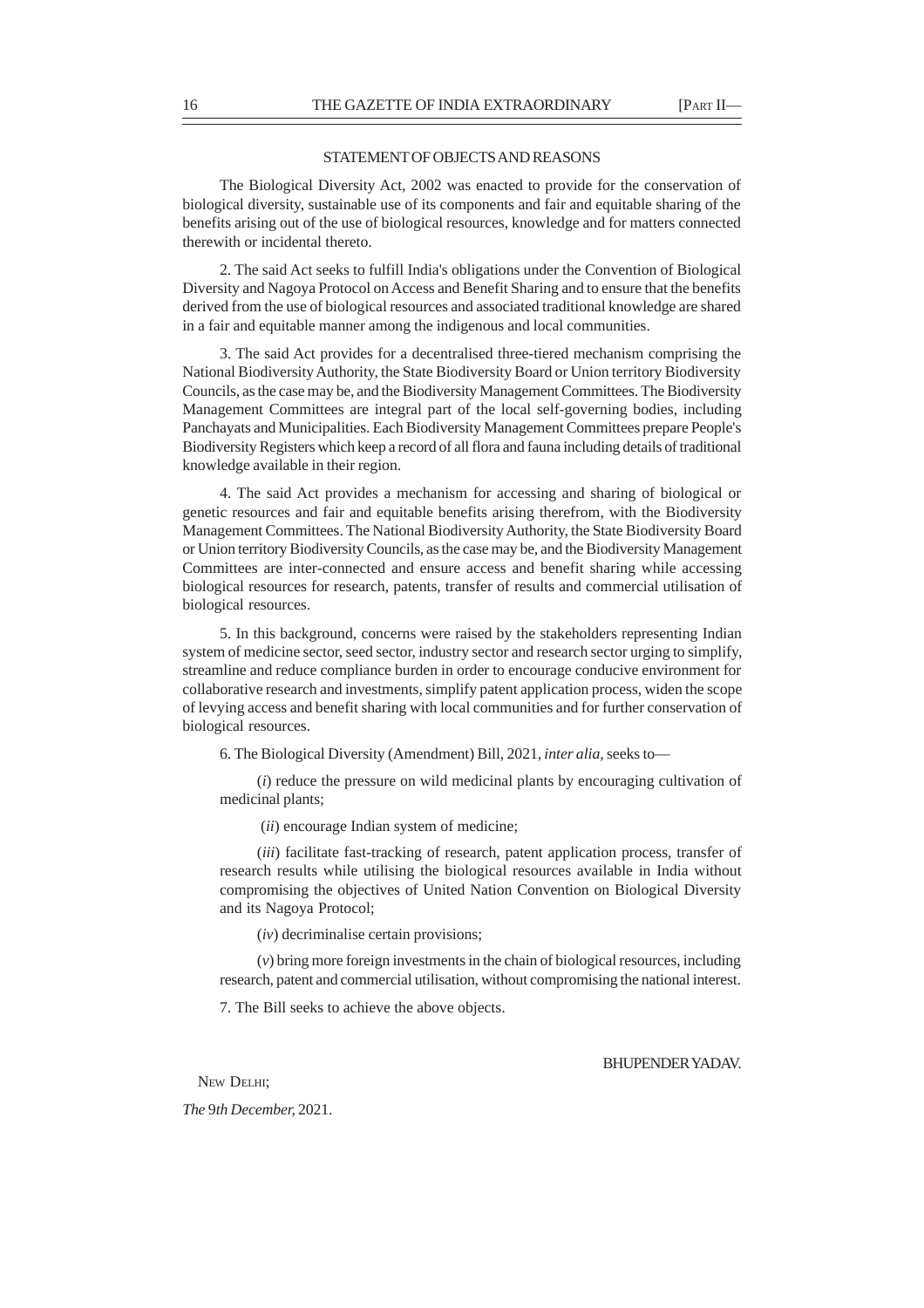## STATEMENT OF OBJECTS AND REASONS

The Biological Diversity Act, 2002 was enacted to provide for the conservation of biological diversity, sustainable use of its components and fair and equitable sharing of the benefits arising out of the use of biological resources, knowledge and for matters connected therewith or incidental thereto.

2. The said Act seeks to fulfill India's obligations under the Convention of Biological Diversity and Nagoya Protocol on Access and Benefit Sharing and to ensure that the benefits derived from the use of biological resources and associated traditional knowledge are shared in a fair and equitable manner among the indigenous and local communities.

3. The said Act provides for a decentralised three-tiered mechanism comprising the National Biodiversity Authority, the State Biodiversity Board or Union territory Biodiversity Councils, as the case may be, and the Biodiversity Management Committees. The Biodiversity Management Committees are integral part of the local self-governing bodies, including Panchayats and Municipalities. Each Biodiversity Management Committees prepare People's Biodiversity Registers which keep a record of all flora and fauna including details of traditional knowledge available in their region.

4. The said Act provides a mechanism for accessing and sharing of biological or genetic resources and fair and equitable benefits arising therefrom, with the Biodiversity Management Committees. The National Biodiversity Authority, the State Biodiversity Board or Union territory Biodiversity Councils, as the case may be, and the Biodiversity Management Committees are inter-connected and ensure access and benefit sharing while accessing biological resources for research, patents, transfer of results and commercial utilisation of biological resources.

5. In this background, concerns were raised by the stakeholders representing Indian system of medicine sector, seed sector, industry sector and research sector urging to simplify, streamline and reduce compliance burden in order to encourage conducive environment for collaborative research and investments, simplify patent application process, widen the scope of levying access and benefit sharing with local communities and for further conservation of biological resources.

6. The Biological Diversity (Amendment) Bill, 2021, *inter alia*, seeks to—

(*i*) reduce the pressure on wild medicinal plants by encouraging cultivation of medicinal plants;

(*ii*) encourage Indian system of medicine;

(*iii*) facilitate fast-tracking of research, patent application process, transfer of research results while utilising the biological resources available in India without compromising the objectives of United Nation Convention on Biological Diversity and its Nagoya Protocol;

(*iv*) decriminalise certain provisions;

(*v*) bring more foreign investments in the chain of biological resources, including research, patent and commercial utilisation, without compromising the national interest.

7. The Bill seeks to achieve the above objects.

BHUPENDER YADAV.

NEW DELHI;

*The* 9*th December,* 2021.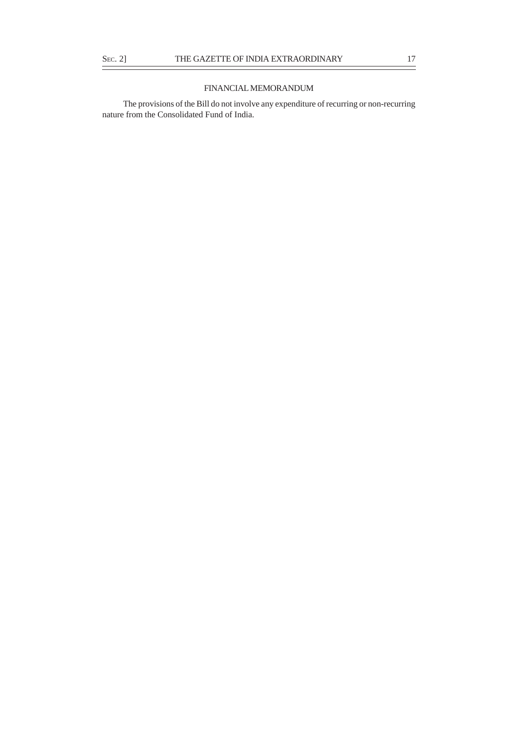## FINANCIAL MEMORANDUM

The provisions of the Bill do not involve any expenditure of recurring or non-recurring nature from the Consolidated Fund of India.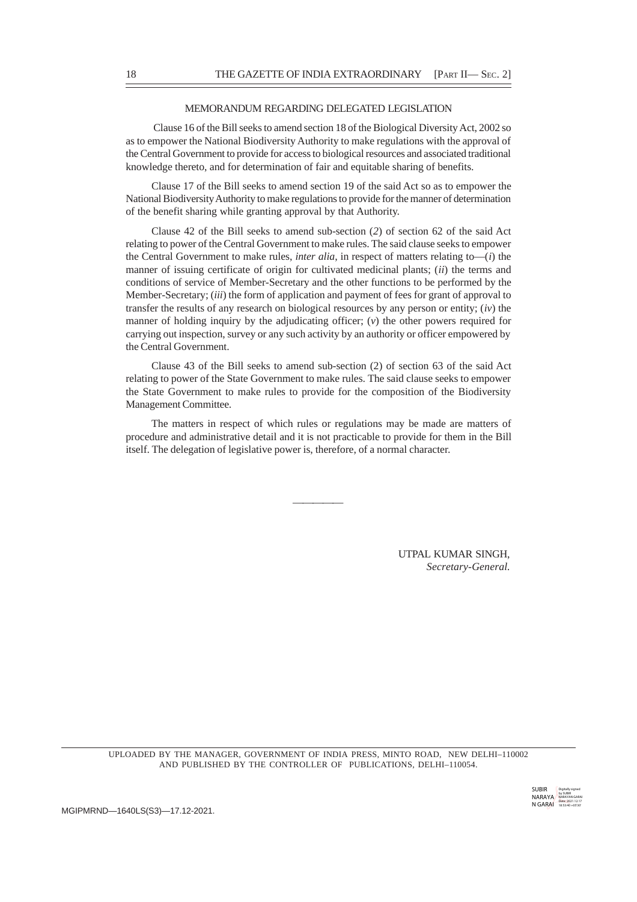## MEMORANDUM REGARDING DELEGATED LEGISLATION

Clause 16 of the Bill seeks to amend section 18 of the Biological Diversity Act, 2002 so as to empower the National Biodiversity Authority to make regulations with the approval of the Central Government to provide for access to biological resources and associated traditional knowledge thereto, and for determination of fair and equitable sharing of benefits.

Clause 17 of the Bill seeks to amend section 19 of the said Act so as to empower the National Biodiversity Authority to make regulations to provide for the manner of determination of the benefit sharing while granting approval by that Authority.

Clause 42 of the Bill seeks to amend sub-section (*2*) of section 62 of the said Act relating to power of the Central Government to make rules. The said clause seeks to empower the Central Government to make rules, *inter alia*, in respect of matters relating to—(*i*) the manner of issuing certificate of origin for cultivated medicinal plants; (*ii*) the terms and conditions of service of Member-Secretary and the other functions to be performed by the Member-Secretary; (*iii*) the form of application and payment of fees for grant of approval to transfer the results of any research on biological resources by any person or entity; (*iv*) the manner of holding inquiry by the adjudicating officer; (*v*) the other powers required for carrying out inspection, survey or any such activity by an authority or officer empowered by the Central Government.

Clause 43 of the Bill seeks to amend sub-section (2) of section 63 of the said Act relating to power of the State Government to make rules. The said clause seeks to empower the State Government to make rules to provide for the composition of the Biodiversity Management Committee.

The matters in respect of which rules or regulations may be made are matters of procedure and administrative detail and it is not practicable to provide for them in the Bill itself. The delegation of legislative power is, therefore, of a normal character.

---

UTPAL KUMAR SINGH,
*Secretary-General.*

UPLOADED BY THE MANAGER, GOVERNMENT OF INDIA PRESS, MINTO ROAD, NEW DELHI–110002
AND PUBLISHED BY THE CONTROLLER OF PUBLICATIONS, DELHI–110054.

MGIPMRND—1640LS(S3)—17.12-2021.